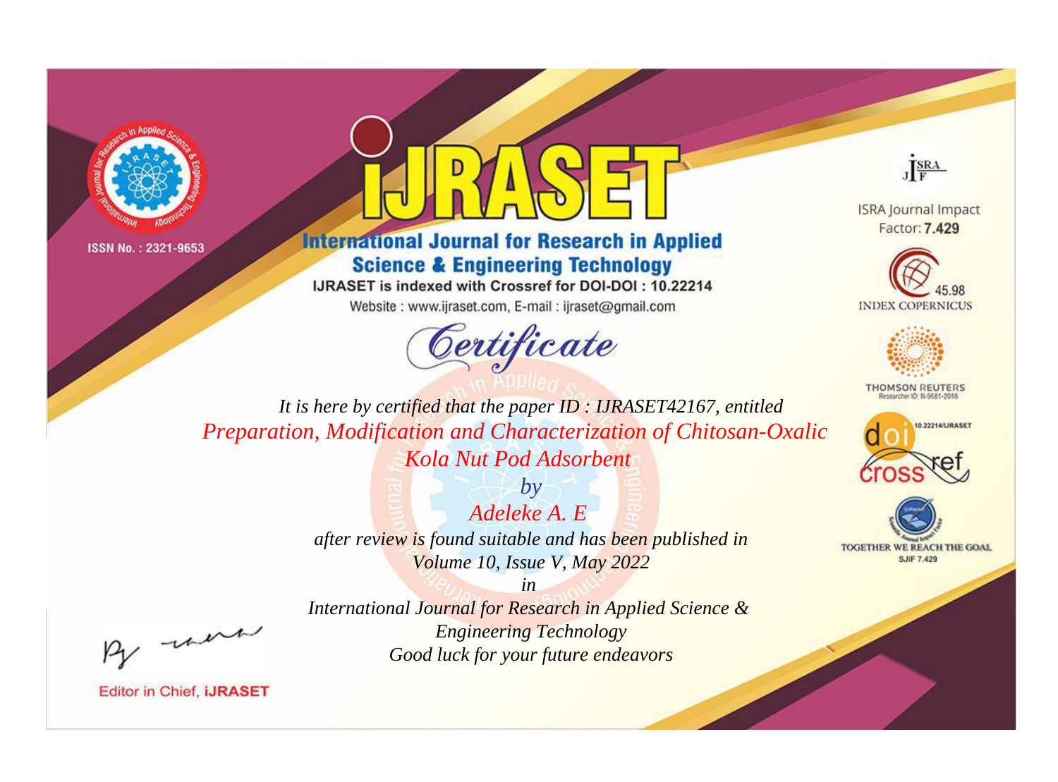ISSN No. : 2321-9653

# IJRASET

## International Journal for Research in Applied Science & Engineering Technology

IJRASET is indexed with Crossref for DOI-DOI : 10.22214

Website : www.ijraset.com, E-mail : ijraset@gmail.com

# Certificate

*It is here by certified that the paper ID : IJRASET42167, entitled*

*Preparation, Modification and Characterization of Chitosan-Oxalic Kola Nut Pod Adsorbent*

*by*

*Adeleke A. E*

*after review is found suitable and has been published in*

*Volume 10, Issue V, May 2022*

*in*

*International Journal for Research in Applied Science & Engineering Technology*

*Good luck for your future endeavors*

ISRA Journal Impact Factor: **7.429**

INDEX COPERNICUS 45.98

THOMSON REUTERS Researcher ID: N-9681-2016

10.22214/IJRASET

TOGETHER WE REACH THE GOAL SJIF 7.429

Editor in Chief, **iJRASET**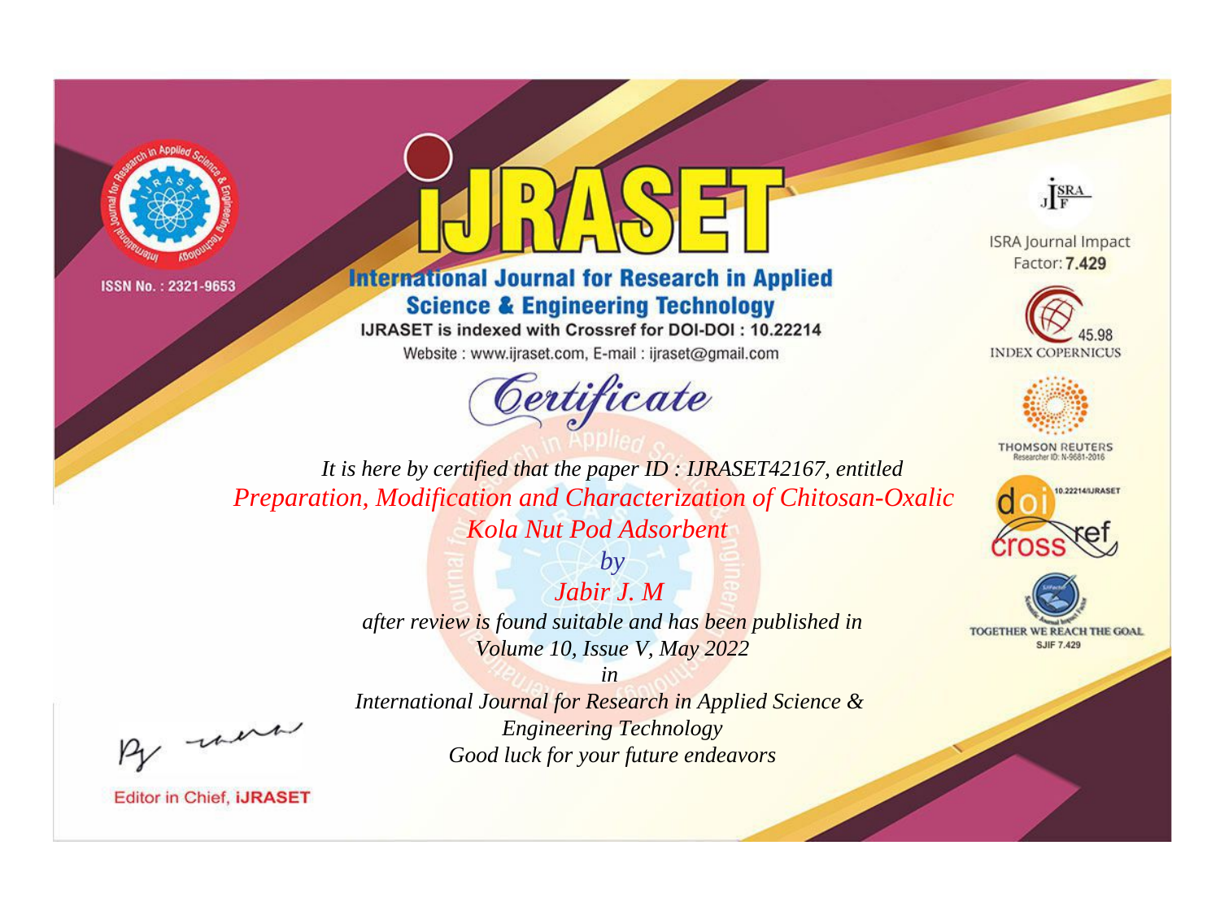ISSN No. : 2321-9653

# iJRASET

## International Journal for Research in Applied Science & Engineering Technology

IJRASET is indexed with Crossref for DOI-DOI : 10.22214

Website : www.ijraset.com, E-mail : ijraset@gmail.com

ISRA Journal Impact Factor: **7.429**

45.98 INDEX COPERNICUS

THOMSON REUTERS Researcher ID: N-9681-2016

10.22214/IJRASET

TOGETHER WE REACH THE GOAL SJIF 7.429

# *Certificate*

*It is here by certified that the paper ID : IJRASET42167, entitled*

*Preparation, Modification and Characterization of Chitosan-Oxalic Kola Nut Pod Adsorbent*

*by*

*Jabir J. M*

*after review is found suitable and has been published in*

*Volume 10, Issue V, May 2022*

*in*

*International Journal for Research in Applied Science & Engineering Technology*

*Good luck for your future endeavors*

Editor in Chief, iJRASET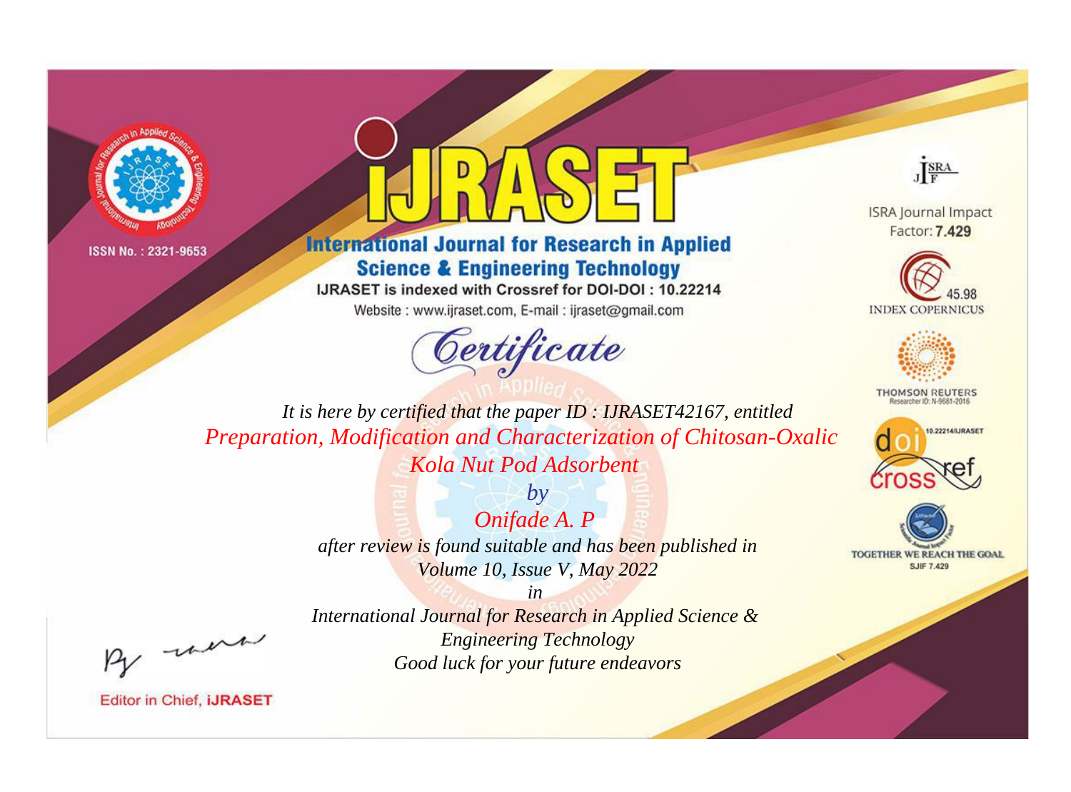ISSN No. : 2321-9653

# IJRASET

## International Journal for Research in Applied Science & Engineering Technology

IJRASET is indexed with Crossref for DOI-DOI : 10.22214

Website : www.ijraset.com, E-mail : ijraset@gmail.com

ISRA Journal Impact Factor: **7.429**

45.98 INDEX COPERNICUS

THOMSON REUTERS Researcher ID: N-9681-2016

10.22214/IJRASET

TOGETHER WE REACH THE GOAL SJIF 7.429

*Certificate*

*It is here by certified that the paper ID : IJRASET42167, entitled*

*Preparation, Modification and Characterization of Chitosan-Oxalic Kola Nut Pod Adsorbent*

*by*

*Onifade A. P*

*after review is found suitable and has been published in*

*Volume 10, Issue V, May 2022*

*in*

*International Journal for Research in Applied Science & Engineering Technology*

*Good luck for your future endeavors*

Editor in Chief, IJRASET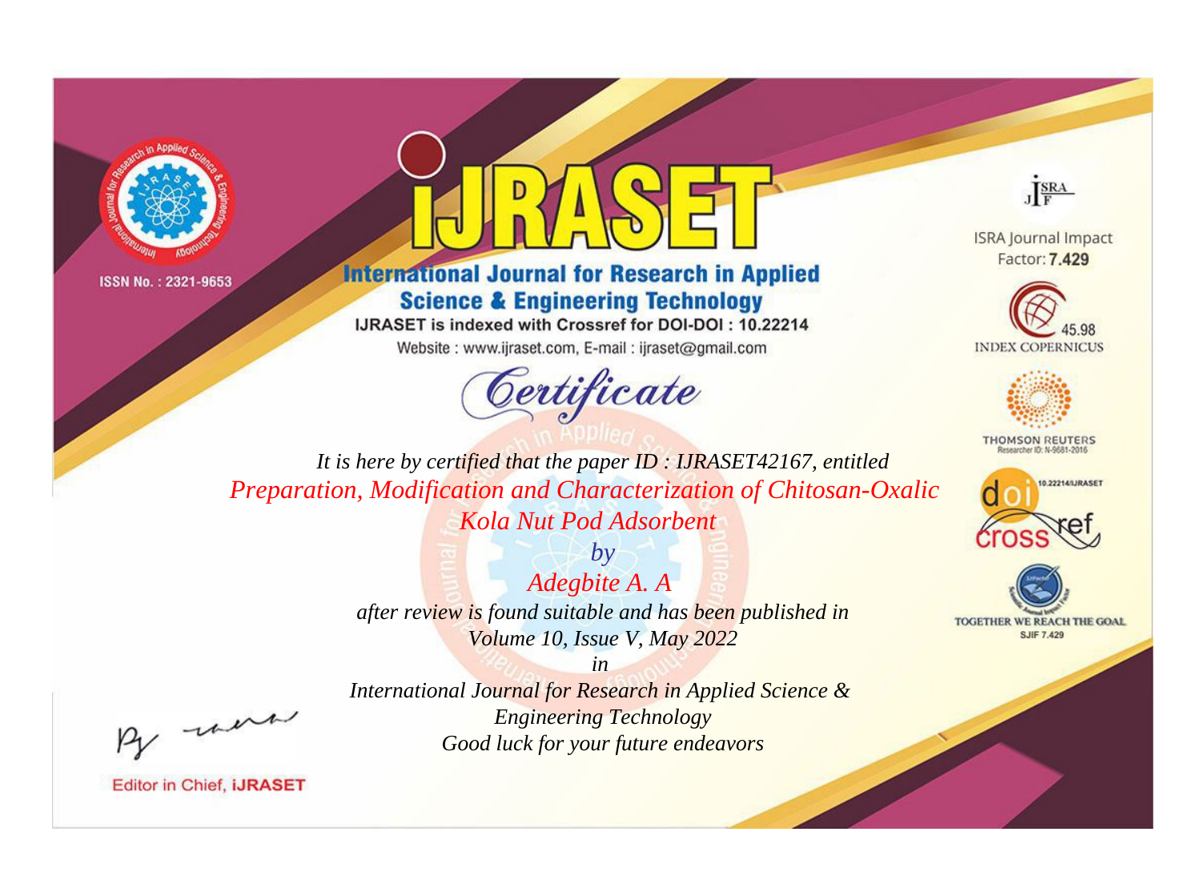ISSN No. : 2321-9653

# iJRASET

## International Journal for Research in Applied Science & Engineering Technology

IJRASET is indexed with Crossref for DOI-DOI : 10.22214

Website : www.ijraset.com, E-mail : ijraset@gmail.com

*Certificate*

*It is here by certified that the paper ID : IJRASET42167, entitled*

*Preparation, Modification and Characterization of Chitosan-Oxalic Kola Nut Pod Adsorbent*

*by*

*Adegbite A. A*

*after review is found suitable and has been published in*

*Volume 10, Issue V, May 2022*

*in*

*International Journal for Research in Applied Science & Engineering Technology*

*Good luck for your future endeavors*

ISRA Journal Impact Factor: **7.429**

45.98 INDEX COPERNICUS

THOMSON REUTERS Researcher ID: N-9681-2016

10.22214/IJRASET

TOGETHER WE REACH THE GOAL SJIF 7.429

Editor in Chief, **iJRASET**